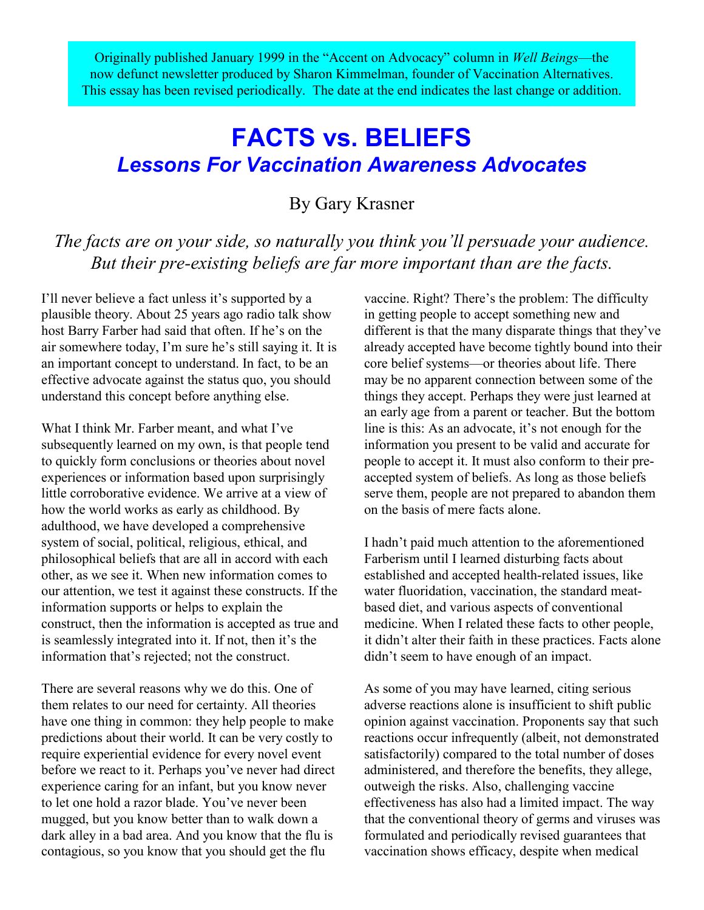Originally published January 1999 in the "Accent on Advocacy" column in *Well Beings*—the now defunct newsletter produced by Sharon Kimmelman, founder of Vaccination Alternatives. This essay has been revised periodically. The date at the end indicates the last change or addition.

# FACTS vs. BELIEFS

## *Lessons For Vaccination Awareness Advocates*

By Gary Krasner

*The facts are on your side, so naturally you think you'll persuade your audience. But their pre-existing beliefs are far more important than are the facts.*

I'll never believe a fact unless it's supported by a plausible theory. About 25 years ago radio talk show host Barry Farber had said that often. If he's on the air somewhere today, I'm sure he's still saying it. It is an important concept to understand. In fact, to be an effective advocate against the status quo, you should understand this concept before anything else.

What I think Mr. Farber meant, and what I've subsequently learned on my own, is that people tend to quickly form conclusions or theories about novel experiences or information based upon surprisingly little corroborative evidence. We arrive at a view of how the world works as early as childhood. By adulthood, we have developed a comprehensive system of social, political, religious, ethical, and philosophical beliefs that are all in accord with each other, as we see it. When new information comes to our attention, we test it against these constructs. If the information supports or helps to explain the construct, then the information is accepted as true and is seamlessly integrated into it. If not, then it's the information that's rejected; not the construct.

There are several reasons why we do this. One of them relates to our need for certainty. All theories have one thing in common: they help people to make predictions about their world. It can be very costly to require experiential evidence for every novel event before we react to it. Perhaps you've never had direct experience caring for an infant, but you know never to let one hold a razor blade. You've never been mugged, but you know better than to walk down a dark alley in a bad area. And you know that the flu is contagious, so you know that you should get the flu vaccine. Right? There's the problem: The difficulty in getting people to accept something new and different is that the many disparate things that they've already accepted have become tightly bound into their core belief systems—or theories about life. There may be no apparent connection between some of the things they accept. Perhaps they were just learned at an early age from a parent or teacher. But the bottom line is this: As an advocate, it's not enough for the information you present to be valid and accurate for people to accept it. It must also conform to their pre-accepted system of beliefs. As long as those beliefs serve them, people are not prepared to abandon them on the basis of mere facts alone.

I hadn't paid much attention to the aforementioned Farberism until I learned disturbing facts about established and accepted health-related issues, like water fluoridation, vaccination, the standard meat-based diet, and various aspects of conventional medicine. When I related these facts to other people, it didn't alter their faith in these practices. Facts alone didn't seem to have enough of an impact.

As some of you may have learned, citing serious adverse reactions alone is insufficient to shift public opinion against vaccination. Proponents say that such reactions occur infrequently (albeit, not demonstrated satisfactorily) compared to the total number of doses administered, and therefore the benefits, they allege, outweigh the risks. Also, challenging vaccine effectiveness has also had a limited impact. The way that the conventional theory of germs and viruses was formulated and periodically revised guarantees that vaccination shows efficacy, despite when medical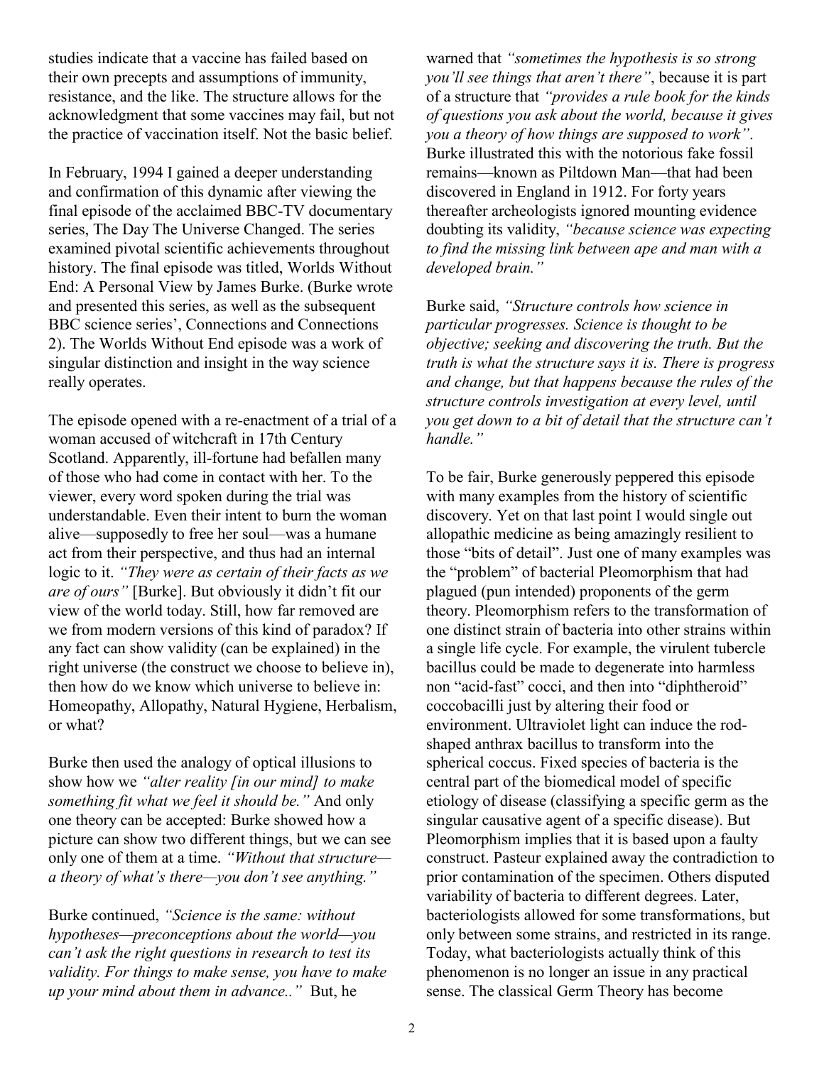studies indicate that a vaccine has failed based on their own precepts and assumptions of immunity, resistance, and the like. The structure allows for the acknowledgment that some vaccines may fail, but not the practice of vaccination itself. Not the basic belief.

In February, 1994 I gained a deeper understanding and confirmation of this dynamic after viewing the final episode of the acclaimed BBC-TV documentary series, The Day The Universe Changed. The series examined pivotal scientific achievements throughout history. The final episode was titled, Worlds Without End: A Personal View by James Burke. (Burke wrote and presented this series, as well as the subsequent BBC science series', Connections and Connections 2). The Worlds Without End episode was a work of singular distinction and insight in the way science really operates.

The episode opened with a re-enactment of a trial of a woman accused of witchcraft in 17th Century Scotland. Apparently, ill-fortune had befallen many of those who had come in contact with her. To the viewer, every word spoken during the trial was understandable. Even their intent to burn the woman alive—supposedly to free her soul—was a humane act from their perspective, and thus had an internal logic to it. *"They were as certain of their facts as we are of ours"* [Burke]. But obviously it didn't fit our view of the world today. Still, how far removed are we from modern versions of this kind of paradox? If any fact can show validity (can be explained) in the right universe (the construct we choose to believe in), then how do we know which universe to believe in: Homeopathy, Allopathy, Natural Hygiene, Herbalism, or what?

Burke then used the analogy of optical illusions to show how we *"alter reality [in our mind] to make something fit what we feel it should be."* And only one theory can be accepted: Burke showed how a picture can show two different things, but we can see only one of them at a time. *"Without that structure—a theory of what's there—you don't see anything."*

Burke continued, *"Science is the same: without hypotheses—preconceptions about the world—you can't ask the right questions in research to test its validity. For things to make sense, you have to make up your mind about them in advance.."* But, he warned that *"sometimes the hypothesis is so strong you'll see things that aren't there"*, because it is part of a structure that *"provides a rule book for the kinds of questions you ask about the world, because it gives you a theory of how things are supposed to work"*. Burke illustrated this with the notorious fake fossil remains—known as Piltdown Man—that had been discovered in England in 1912. For forty years thereafter archeologists ignored mounting evidence doubting its validity, *"because science was expecting to find the missing link between ape and man with a developed brain."*

Burke said, *"Structure controls how science in particular progresses. Science is thought to be objective; seeking and discovering the truth. But the truth is what the structure says it is. There is progress and change, but that happens because the rules of the structure controls investigation at every level, until you get down to a bit of detail that the structure can't handle."*

To be fair, Burke generously peppered this episode with many examples from the history of scientific discovery. Yet on that last point I would single out allopathic medicine as being amazingly resilient to those "bits of detail". Just one of many examples was the "problem" of bacterial Pleomorphism that had plagued (pun intended) proponents of the germ theory. Pleomorphism refers to the transformation of one distinct strain of bacteria into other strains within a single life cycle. For example, the virulent tubercle bacillus could be made to degenerate into harmless non "acid-fast" cocci, and then into "diphtheroid" coccobacilli just by altering their food or environment. Ultraviolet light can induce the rod-shaped anthrax bacillus to transform into the spherical coccus. Fixed species of bacteria is the central part of the biomedical model of specific etiology of disease (classifying a specific germ as the singular causative agent of a specific disease). But Pleomorphism implies that it is based upon a faulty construct. Pasteur explained away the contradiction to prior contamination of the specimen. Others disputed variability of bacteria to different degrees. Later, bacteriologists allowed for some transformations, but only between some strains, and restricted in its range. Today, what bacteriologists actually think of this phenomenon is no longer an issue in any practical sense. The classical Germ Theory has become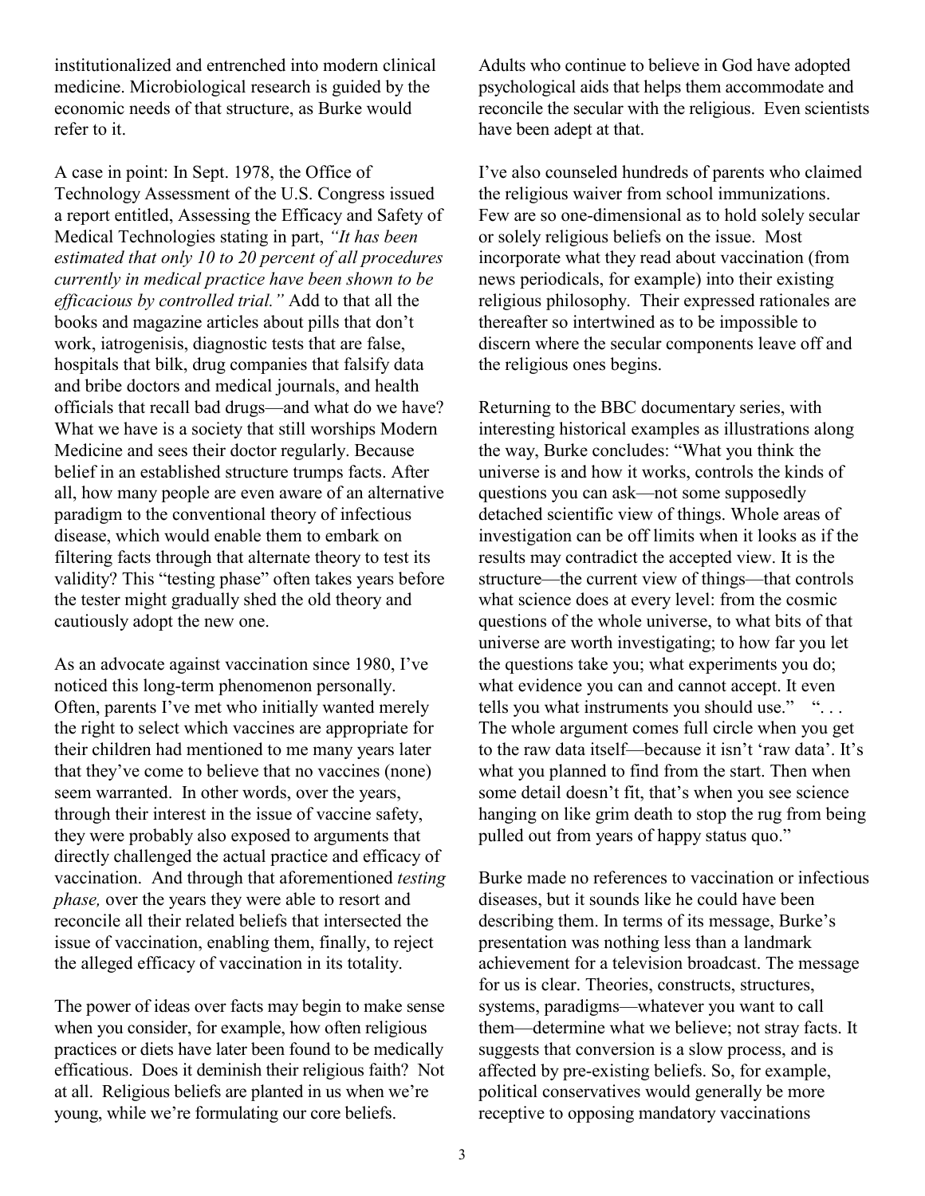institutionalized and entrenched into modern clinical medicine. Microbiological research is guided by the economic needs of that structure, as Burke would refer to it.

A case in point: In Sept. 1978, the Office of Technology Assessment of the U.S. Congress issued a report entitled, Assessing the Efficacy and Safety of Medical Technologies stating in part, *"It has been estimated that only 10 to 20 percent of all procedures currently in medical practice have been shown to be efficacious by controlled trial."* Add to that all the books and magazine articles about pills that don't work, iatrogenisis, diagnostic tests that are false, hospitals that bilk, drug companies that falsify data and bribe doctors and medical journals, and health officials that recall bad drugs—and what do we have? What we have is a society that still worships Modern Medicine and sees their doctor regularly. Because belief in an established structure trumps facts. After all, how many people are even aware of an alternative paradigm to the conventional theory of infectious disease, which would enable them to embark on filtering facts through that alternate theory to test its validity? This "testing phase" often takes years before the tester might gradually shed the old theory and cautiously adopt the new one.

As an advocate against vaccination since 1980, I've noticed this long-term phenomenon personally. Often, parents I've met who initially wanted merely the right to select which vaccines are appropriate for their children had mentioned to me many years later that they've come to believe that no vaccines (none) seem warranted. In other words, over the years, through their interest in the issue of vaccine safety, they were probably also exposed to arguments that directly challenged the actual practice and efficacy of vaccination. And through that aforementioned *testing phase,* over the years they were able to resort and reconcile all their related beliefs that intersected the issue of vaccination, enabling them, finally, to reject the alleged efficacy of vaccination in its totality.

The power of ideas over facts may begin to make sense when you consider, for example, how often religious practices or diets have later been found to be medically efficacious. Does it deminish their religious faith? Not at all. Religious beliefs are planted in us when we're young, while we're formulating our core beliefs. Adults who continue to believe in God have adopted psychological aids that helps them accommodate and reconcile the secular with the religious. Even scientists have been adept at that.

I've also counseled hundreds of parents who claimed the religious waiver from school immunizations. Few are so one-dimensional as to hold solely secular or solely religious beliefs on the issue. Most incorporate what they read about vaccination (from news periodicals, for example) into their existing religious philosophy. Their expressed rationales are thereafter so intertwined as to be impossible to discern where the secular components leave off and the religious ones begins.

Returning to the BBC documentary series, with interesting historical examples as illustrations along the way, Burke concludes: "What you think the universe is and how it works, controls the kinds of questions you can ask—not some supposedly detached scientific view of things. Whole areas of investigation can be off limits when it looks as if the results may contradict the accepted view. It is the structure—the current view of things—that controls what science does at every level: from the cosmic questions of the whole universe, to what bits of that universe are worth investigating; to how far you let the questions take you; what experiments you do; what evidence you can and cannot accept. It even tells you what instruments you should use." ". . . The whole argument comes full circle when you get to the raw data itself—because it isn't 'raw data'. It's what you planned to find from the start. Then when some detail doesn't fit, that's when you see science hanging on like grim death to stop the rug from being pulled out from years of happy status quo."

Burke made no references to vaccination or infectious diseases, but it sounds like he could have been describing them. In terms of its message, Burke's presentation was nothing less than a landmark achievement for a television broadcast. The message for us is clear. Theories, constructs, structures, systems, paradigms—whatever you want to call them—determine what we believe; not stray facts. It suggests that conversion is a slow process, and is affected by pre-existing beliefs. So, for example, political conservatives would generally be more receptive to opposing mandatory vaccinations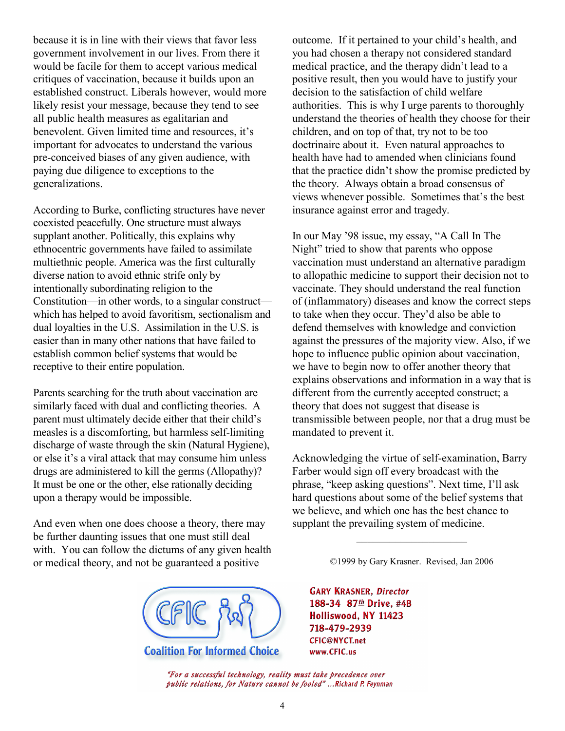because it is in line with their views that favor less government involvement in our lives. From there it would be facile for them to accept various medical critiques of vaccination, because it builds upon an established construct. Liberals however, would more likely resist your message, because they tend to see all public health measures as egalitarian and benevolent. Given limited time and resources, it's important for advocates to understand the various pre-conceived biases of any given audience, with paying due diligence to exceptions to the generalizations.

According to Burke, conflicting structures have never coexisted peacefully. One structure must always supplant another. Politically, this explains why ethnocentric governments have failed to assimilate multiethnic people. America was the first culturally diverse nation to avoid ethnic strife only by intentionally subordinating religion to the Constitution—in other words, to a singular construct—which has helped to avoid favoritism, sectionalism and dual loyalties in the U.S. Assimilation in the U.S. is easier than in many other nations that have failed to establish common belief systems that would be receptive to their entire population.

Parents searching for the truth about vaccination are similarly faced with dual and conflicting theories. A parent must ultimately decide either that their child's measles is a discomforting, but harmless self-limiting discharge of waste through the skin (Natural Hygiene), or else it's a viral attack that may consume him unless drugs are administered to kill the germs (Allopathy)? It must be one or the other, else rationally deciding upon a therapy would be impossible.

And even when one does choose a theory, there may be further daunting issues that one must still deal with. You can follow the dictums of any given health or medical theory, and not be guaranteed a positive outcome. If it pertained to your child's health, and you had chosen a therapy not considered standard medical practice, and the therapy didn't lead to a positive result, then you would have to justify your decision to the satisfaction of child welfare authorities. This is why I urge parents to thoroughly understand the theories of health they choose for their children, and on top of that, try not to be too doctrinaire about it. Even natural approaches to health have had to amended when clinicians found that the practice didn't show the promise predicted by the theory. Always obtain a broad consensus of views whenever possible. Sometimes that's the best insurance against error and tragedy.

In our May '98 issue, my essay, "A Call In The Night" tried to show that parents who oppose vaccination must understand an alternative paradigm to allopathic medicine to support their decision not to vaccinate. They should understand the real function of (inflammatory) diseases and know the correct steps to take when they occur. They'd also be able to defend themselves with knowledge and conviction against the pressures of the majority view. Also, if we hope to influence public opinion about vaccination, we have to begin now to offer another theory that explains observations and information in a way that is different from the currently accepted construct; a theory that does not suggest that disease is transmissible between people, nor that a drug must be mandated to prevent it.

Acknowledging the virtue of self-examination, Barry Farber would sign off every broadcast with the phrase, "keep asking questions". Next time, I'll ask hard questions about some of the belief systems that we believe, and which one has the best chance to supplant the prevailing system of medicine.

---

©1999 by Gary Krasner. Revised, Jan 2006

CFIC
Coalition For Informed Choice

**GARY KRASNER, *Director***
**188-34 87th Drive, #4B**
**Holliswood, NY 11423**
**718-479-2939**
**CFIC@NYCT.net**
**www.CFIC.us**

*"For a successful technology, reality must take precedence over public relations, for Nature cannot be fooled" ...Richard P. Feynman*